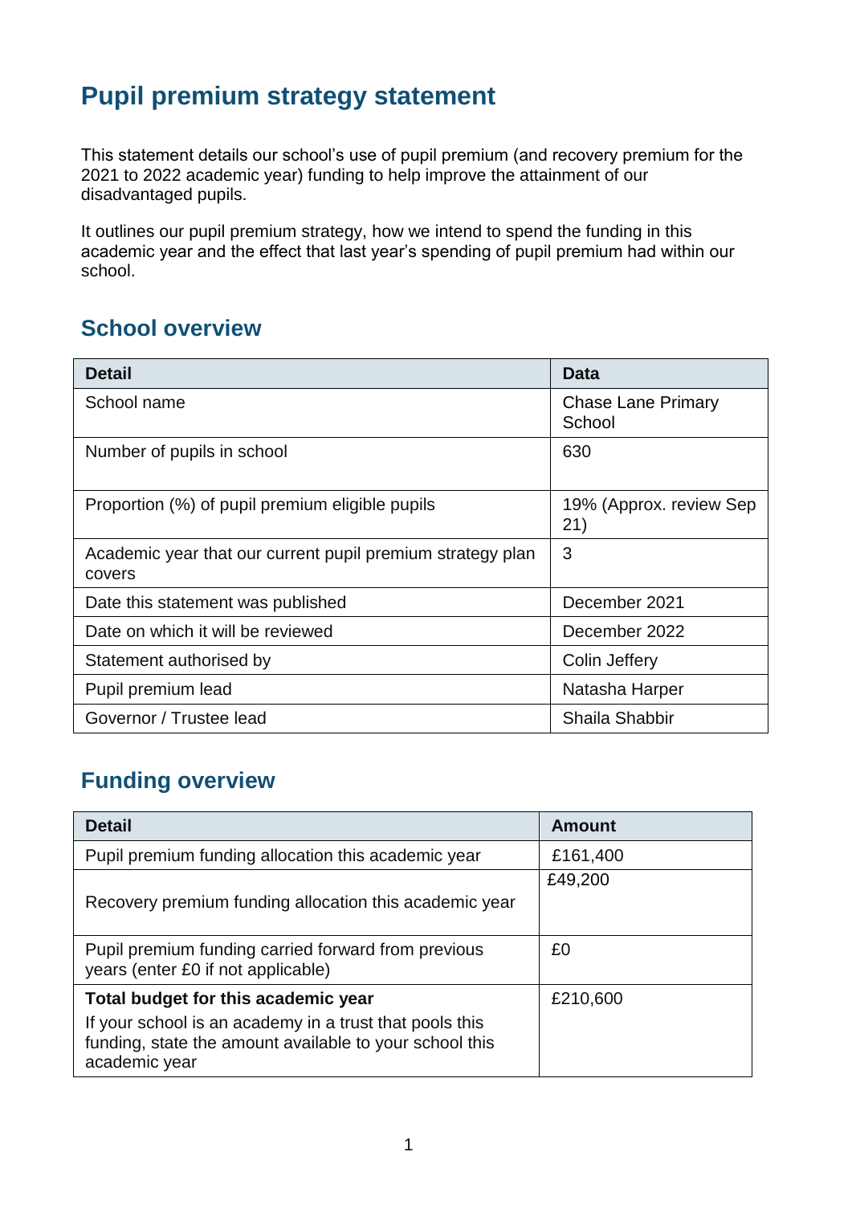# Pupil premium strategy statement

This statement details our school's use of pupil premium (and recovery premium for the 2021 to 2022 academic year) funding to help improve the attainment of our disadvantaged pupils.

It outlines our pupil premium strategy, how we intend to spend the funding in this academic year and the effect that last year's spending of pupil premium had within our school.

## School overview

| Detail | Data |
|---|---|
| School name | Chase Lane Primary School |
| Number of pupils in school | 630 |
| Proportion (%) of pupil premium eligible pupils | 19% (Approx. review Sep 21) |
| Academic year that our current pupil premium strategy plan covers | 3 |
| Date this statement was published | December 2021 |
| Date on which it will be reviewed | December 2022 |
| Statement authorised by | Colin Jeffery |
| Pupil premium lead | Natasha Harper |
| Governor / Trustee lead | Shaila Shabbir |

## Funding overview

| Detail | Amount |
|---|---|
| Pupil premium funding allocation this academic year | £161,400 |
| Recovery premium funding allocation this academic year | £49,200 |
| Pupil premium funding carried forward from previous years (enter £0 if not applicable) | £0 |
| **Total budget for this academic year** If your school is an academy in a trust that pools this funding, state the amount available to your school this academic year | £210,600 |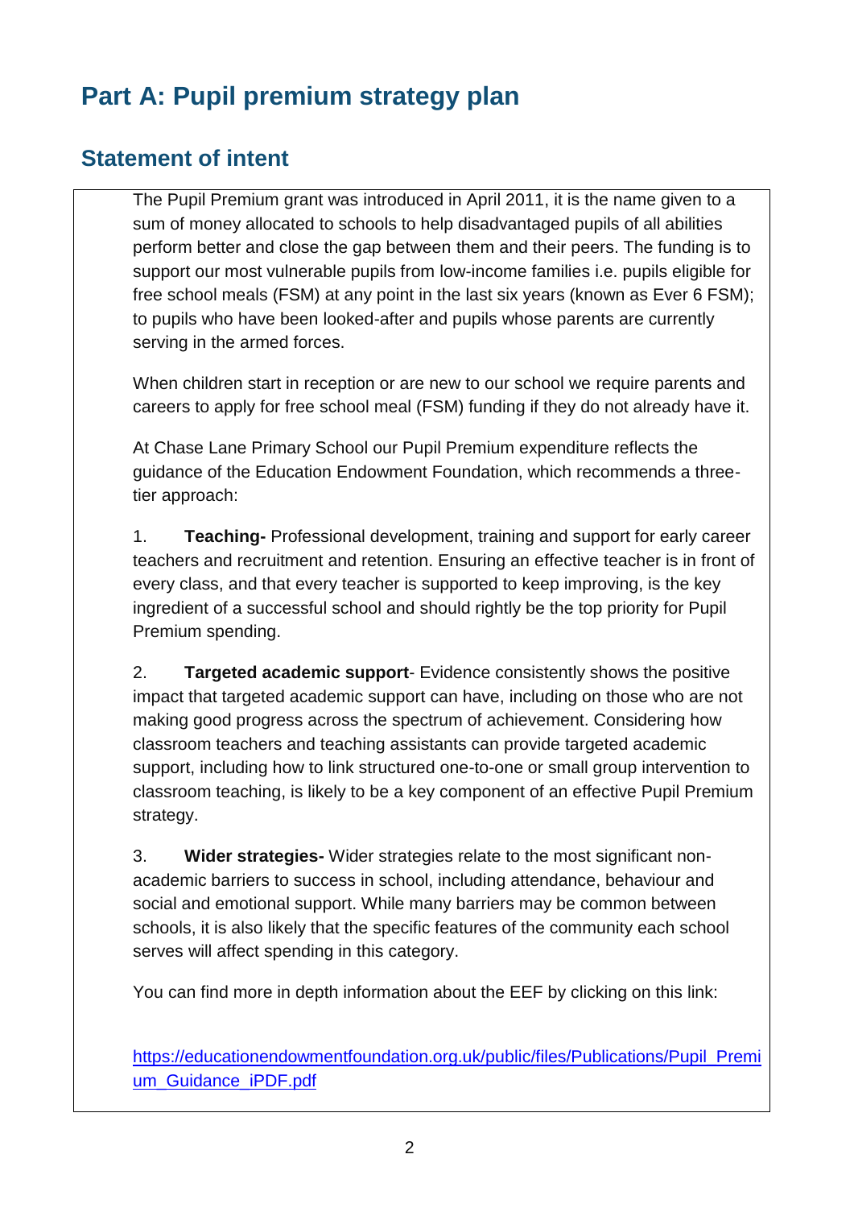# Part A: Pupil premium strategy plan

## Statement of intent

The Pupil Premium grant was introduced in April 2011, it is the name given to a sum of money allocated to schools to help disadvantaged pupils of all abilities perform better and close the gap between them and their peers. The funding is to support our most vulnerable pupils from low-income families i.e. pupils eligible for free school meals (FSM) at any point in the last six years (known as Ever 6 FSM); to pupils who have been looked-after and pupils whose parents are currently serving in the armed forces.

When children start in reception or are new to our school we require parents and careers to apply for free school meal (FSM) funding if they do not already have it.

At Chase Lane Primary School our Pupil Premium expenditure reflects the guidance of the Education Endowment Foundation, which recommends a three-tier approach:

1. **Teaching-** Professional development, training and support for early career teachers and recruitment and retention. Ensuring an effective teacher is in front of every class, and that every teacher is supported to keep improving, is the key ingredient of a successful school and should rightly be the top priority for Pupil Premium spending.

2. **Targeted academic support**- Evidence consistently shows the positive impact that targeted academic support can have, including on those who are not making good progress across the spectrum of achievement. Considering how classroom teachers and teaching assistants can provide targeted academic support, including how to link structured one-to-one or small group intervention to classroom teaching, is likely to be a key component of an effective Pupil Premium strategy.

3. **Wider strategies-** Wider strategies relate to the most significant non-academic barriers to success in school, including attendance, behaviour and social and emotional support. While many barriers may be common between schools, it is also likely that the specific features of the community each school serves will affect spending in this category.

You can find more in depth information about the EEF by clicking on this link:

[https://educationendowmentfoundation.org.uk/public/files/Publications/Pupil_Premium_Guidance_iPDF.pdf](https://educationendowmentfoundation.org.uk/public/files/Publications/Pupil_Premium_Guidance_iPDF.pdf)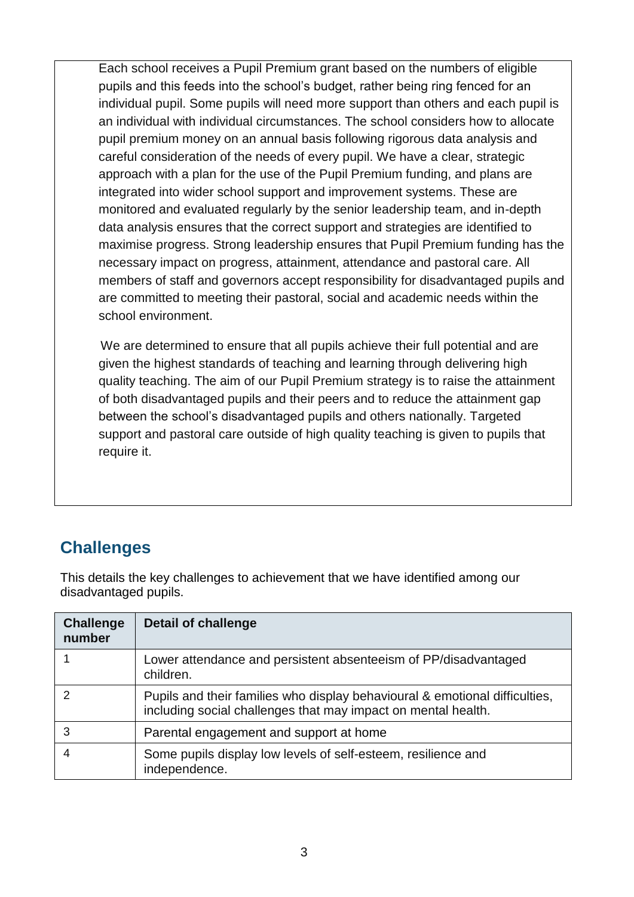Each school receives a Pupil Premium grant based on the numbers of eligible pupils and this feeds into the school's budget, rather being ring fenced for an individual pupil. Some pupils will need more support than others and each pupil is an individual with individual circumstances. The school considers how to allocate pupil premium money on an annual basis following rigorous data analysis and careful consideration of the needs of every pupil. We have a clear, strategic approach with a plan for the use of the Pupil Premium funding, and plans are integrated into wider school support and improvement systems. These are monitored and evaluated regularly by the senior leadership team, and in-depth data analysis ensures that the correct support and strategies are identified to maximise progress. Strong leadership ensures that Pupil Premium funding has the necessary impact on progress, attainment, attendance and pastoral care. All members of staff and governors accept responsibility for disadvantaged pupils and are committed to meeting their pastoral, social and academic needs within the school environment.

We are determined to ensure that all pupils achieve their full potential and are given the highest standards of teaching and learning through delivering high quality teaching. The aim of our Pupil Premium strategy is to raise the attainment of both disadvantaged pupils and their peers and to reduce the attainment gap between the school's disadvantaged pupils and others nationally. Targeted support and pastoral care outside of high quality teaching is given to pupils that require it.

## Challenges

This details the key challenges to achievement that we have identified among our disadvantaged pupils.

| Challenge number | Detail of challenge |
|---|---|
| 1 | Lower attendance and persistent absenteeism of PP/disadvantaged children. |
| 2 | Pupils and their families who display behavioural & emotional difficulties, including social challenges that may impact on mental health. |
| 3 | Parental engagement and support at home |
| 4 | Some pupils display low levels of self-esteem, resilience and independence. |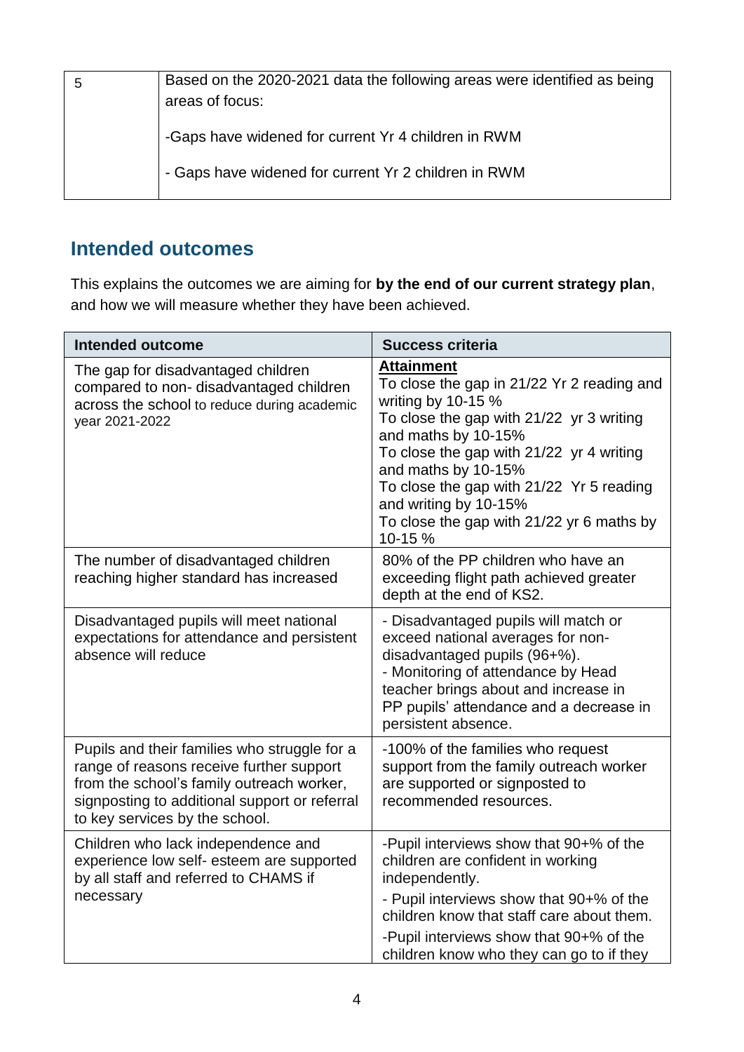| 5 | Based on the 2020-2021 data the following areas were identified as being areas of focus:<br><br>-Gaps have widened for current Yr 4 children in RWM<br><br>- Gaps have widened for current Yr 2 children in RWM |
|---|---|

## Intended outcomes

This explains the outcomes we are aiming for **by the end of our current strategy plan**, and how we will measure whether they have been achieved.

| Intended outcome | Success criteria |
|---|---|
| The gap for disadvantaged children compared to non- disadvantaged children across the school to reduce during academic year 2021-2022 | **Attainment**<br>To close the gap in 21/22 Yr 2 reading and writing by 10-15 %<br>To close the gap with 21/22 yr 3 writing and maths by 10-15%<br>To close the gap with 21/22 yr 4 writing and maths by 10-15%<br>To close the gap with 21/22 Yr 5 reading and writing by 10-15%<br>To close the gap with 21/22 yr 6 maths by 10-15 % |
| The number of disadvantaged children reaching higher standard has increased | 80% of the PP children who have an exceeding flight path achieved greater depth at the end of KS2. |
| Disadvantaged pupils will meet national expectations for attendance and persistent absence will reduce | - Disadvantaged pupils will match or exceed national averages for non-disadvantaged pupils (96+%).<br>- Monitoring of attendance by Head teacher brings about and increase in PP pupils' attendance and a decrease in persistent absence. |
| Pupils and their families who struggle for a range of reasons receive further support from the school's family outreach worker, signposting to additional support or referral to key services by the school. | -100% of the families who request support from the family outreach worker are supported or signposted to recommended resources. |
| Children who lack independence and experience low self- esteem are supported by all staff and referred to CHAMS if necessary | -Pupil interviews show that 90+% of the children are confident in working independently.<br>- Pupil interviews show that 90+% of the children know that staff care about them.<br>-Pupil interviews show that 90+% of the children know who they can go to if they |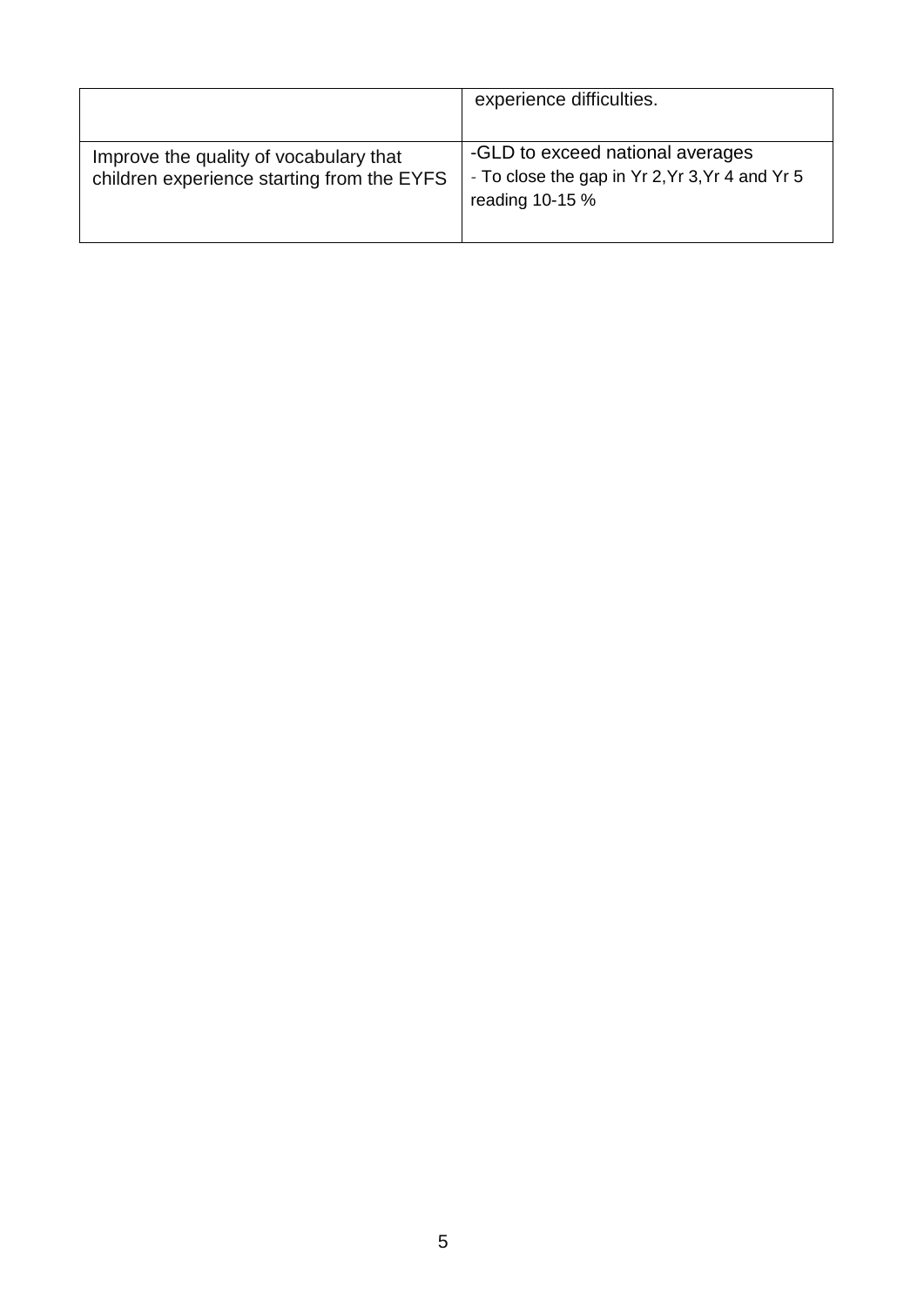| | |
|---|---|
| | experience difficulties. |
| Improve the quality of vocabulary that children experience starting from the EYFS | -GLD to exceed national averages<br>- To close the gap in Yr 2, Yr 3, Yr 4 and Yr 5 reading 10-15 % |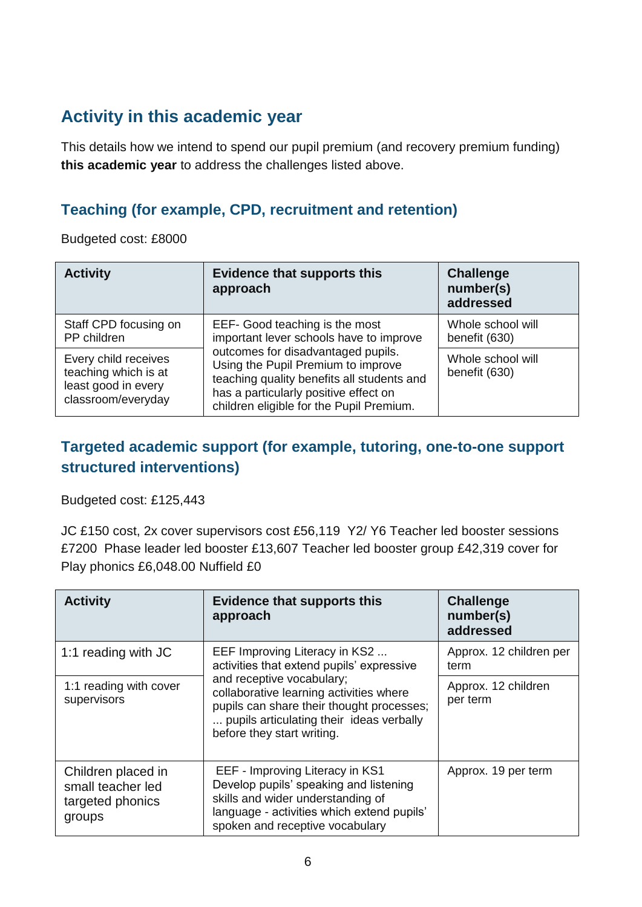## Activity in this academic year

This details how we intend to spend our pupil premium (and recovery premium funding) **this academic year** to address the challenges listed above.

### Teaching (for example, CPD, recruitment and retention)

Budgeted cost: £8000

| Activity | Evidence that supports this approach | Challenge number(s) addressed |
|---|---|---|
| Staff CPD focusing on PP children | EEF- Good teaching is the most important lever schools have to improve outcomes for disadvantaged pupils. Using the Pupil Premium to improve teaching quality benefits all students and has a particularly positive effect on children eligible for the Pupil Premium. | Whole school will benefit (630) |
| Every child receives teaching which is at least good in every classroom/everyday | | Whole school will benefit (630) |

### Targeted academic support (for example, tutoring, one-to-one support structured interventions)

Budgeted cost: £125,443

JC £150 cost, 2x cover supervisors cost £56,119 Y2/ Y6 Teacher led booster sessions £7200 Phase leader led booster £13,607 Teacher led booster group £42,319 cover for Play phonics £6,048.00 Nuffield £0

| Activity | Evidence that supports this approach | Challenge number(s) addressed |
|---|---|---|
| 1:1 reading with JC | EEF Improving Literacy in KS2 ... activities that extend pupils' expressive and receptive vocabulary; collaborative learning activities where pupils can share their thought processes; ... pupils articulating their ideas verbally before they start writing. | Approx. 12 children per term |
| 1:1 reading with cover supervisors | | Approx. 12 children per term |
| Children placed in small teacher led targeted phonics groups | EEF - Improving Literacy in KS1 Develop pupils' speaking and listening skills and wider understanding of language - activities which extend pupils' spoken and receptive vocabulary | Approx. 19 per term |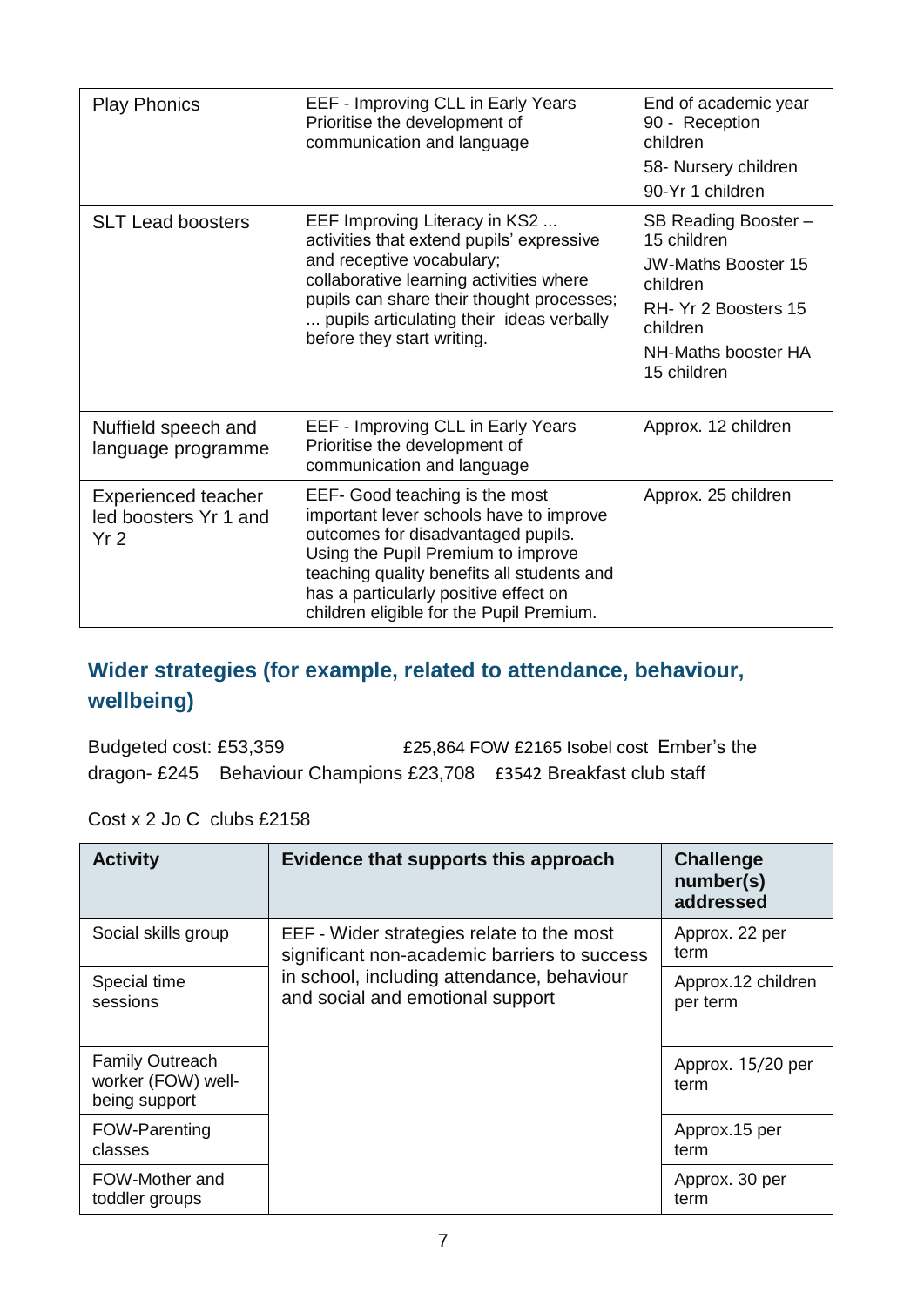| Play Phonics | EEF - Improving CLL in Early Years Prioritise the development of communication and language | End of academic year 90 - Reception children<br>58- Nursery children<br>90-Yr 1 children |
|---|---|---|
| SLT Lead boosters | EEF Improving Literacy in KS2 ... activities that extend pupils' expressive and receptive vocabulary; collaborative learning activities where pupils can share their thought processes; ... pupils articulating their ideas verbally before they start writing. | SB Reading Booster – 15 children<br>JW-Maths Booster 15 children<br>RH- Yr 2 Boosters 15 children<br>NH-Maths booster HA 15 children |
| Nuffield speech and language programme | EEF - Improving CLL in Early Years Prioritise the development of communication and language | Approx. 12 children |
| Experienced teacher led boosters Yr 1 and Yr 2 | EEF- Good teaching is the most important lever schools have to improve outcomes for disadvantaged pupils. Using the Pupil Premium to improve teaching quality benefits all students and has a particularly positive effect on children eligible for the Pupil Premium. | Approx. 25 children |

## Wider strategies (for example, related to attendance, behaviour, wellbeing)

Budgeted cost: £53,359 £25,864 FOW £2165 Isobel cost Ember's the dragon- £245 Behaviour Champions £23,708 £3542 Breakfast club staff

Cost x 2 Jo C clubs £2158

| Activity | Evidence that supports this approach | Challenge number(s) addressed |
|---|---|---|
| Social skills group | EEF - Wider strategies relate to the most significant non-academic barriers to success in school, including attendance, behaviour and social and emotional support | Approx. 22 per term |
| Special time sessions | | Approx.12 children per term |
| Family Outreach worker (FOW) well-being support | | Approx. 15/20 per term |
| FOW-Parenting classes | | Approx.15 per term |
| FOW-Mother and toddler groups | | Approx. 30 per term |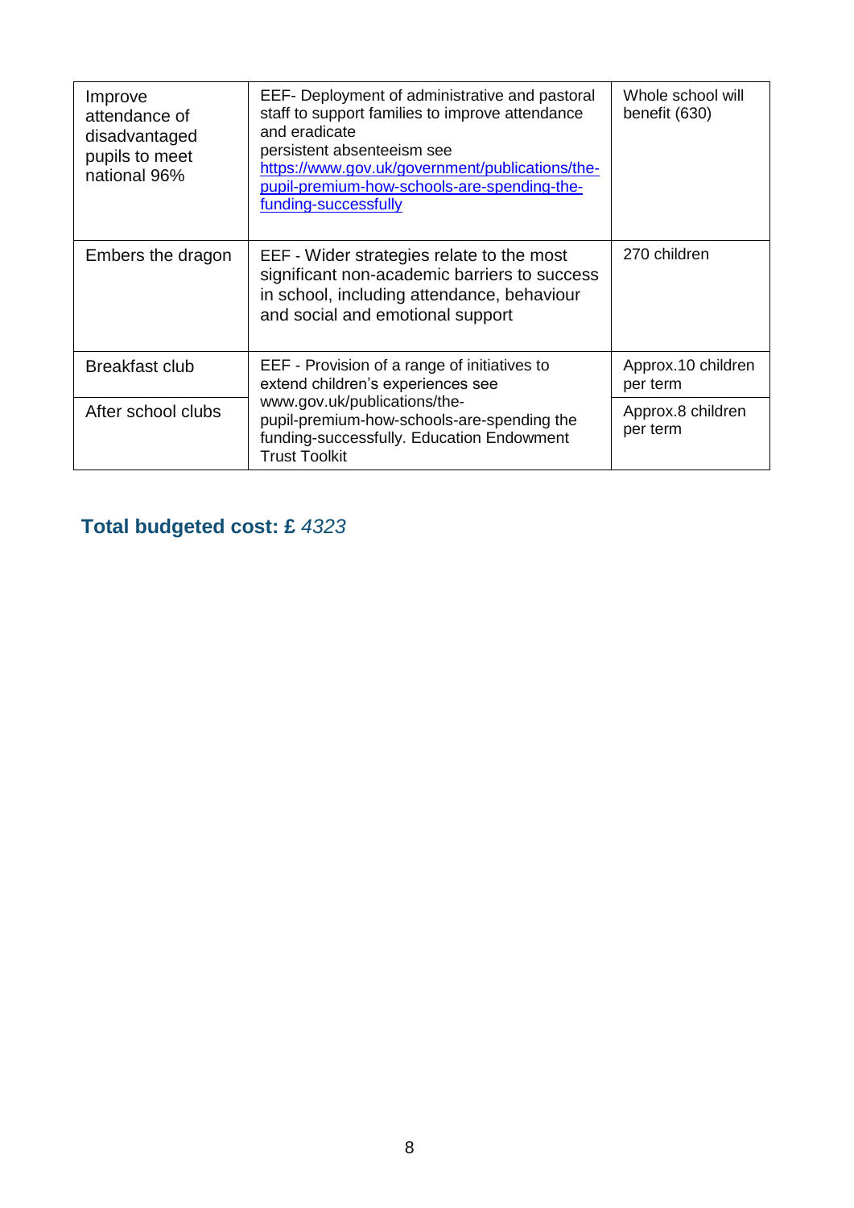| | | |
|---|---|---|
| Improve attendance of disadvantaged pupils to meet national 96% | EEF- Deployment of administrative and pastoral staff to support families to improve attendance and eradicate persistent absenteeism see https://www.gov.uk/government/publications/the-pupil-premium-how-schools-are-spending-the-funding-successfully | Whole school will benefit (630) |
| Embers the dragon | EEF - Wider strategies relate to the most significant non-academic barriers to success in school, including attendance, behaviour and social and emotional support | 270 children |
| Breakfast club | EEF - Provision of a range of initiatives to extend children's experiences see www.gov.uk/publications/the-pupil-premium-how-schools-are-spending the funding-successfully. Education Endowment Trust Toolkit | Approx.10 children per term |
| After school clubs | | Approx.8 children per term |

**Total budgeted cost: £** *4323*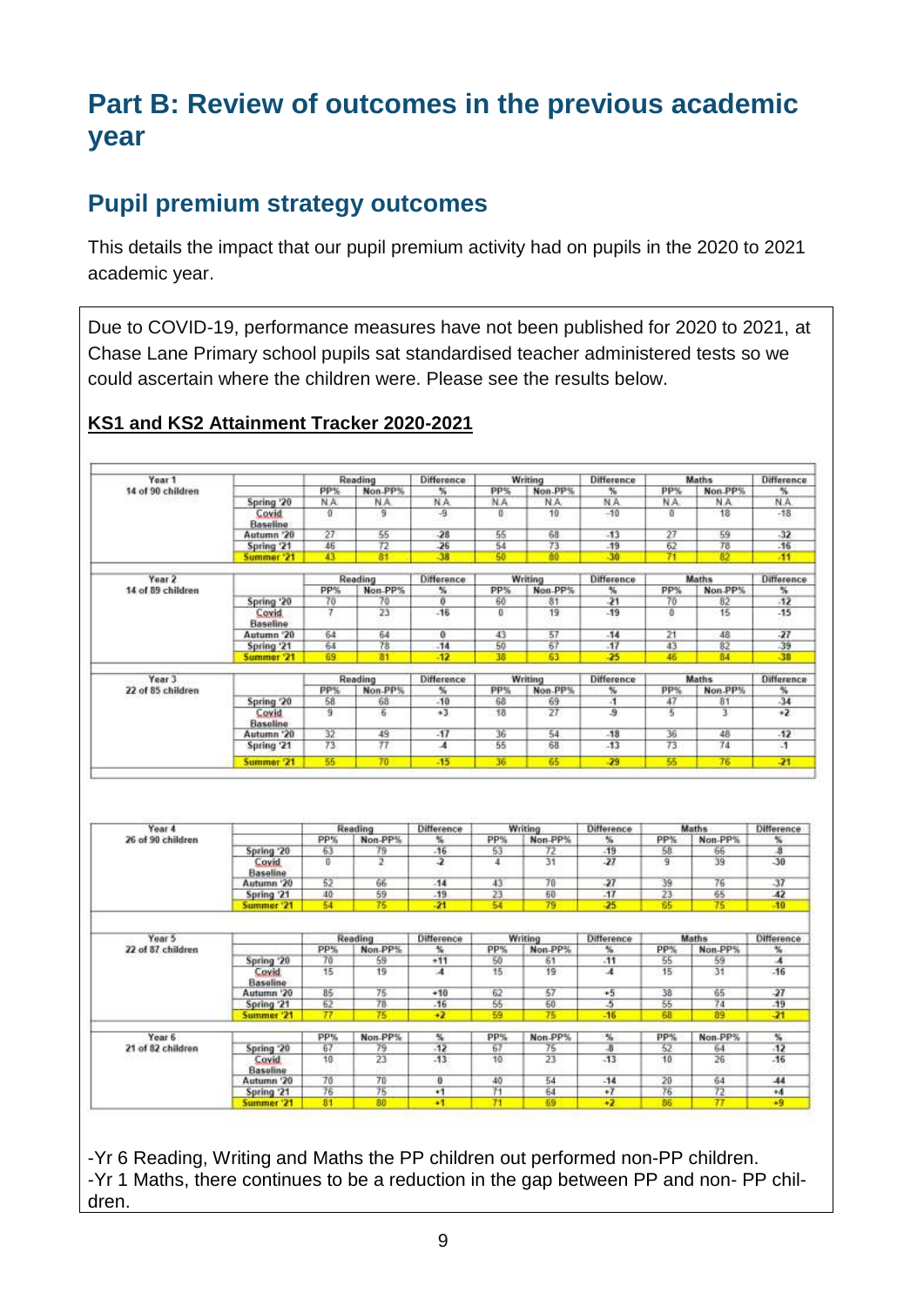# Part B: Review of outcomes in the previous academic year

## Pupil premium strategy outcomes

This details the impact that our pupil premium activity had on pupils in the 2020 to 2021 academic year.

Due to COVID-19, performance measures have not been published for 2020 to 2021, at Chase Lane Primary school pupils sat standardised teacher administered tests so we could ascertain where the children were. Please see the results below.

**KS1 and KS2 Attainment Tracker 2020-2021**

| Year 1<br>14 of 90 children | | Reading | | Difference | Writing | | Difference | Maths | | Difference |
|---|---|---|---|---|---|---|---|---|---|---|
| | | PP% | Non-PP% | % | PP% | Non-PP% | % | PP% | Non-PP% | % |
| | Spring '20 | N.A | N.A | N.A | N.A | N.A | N.A | N.A | N.A | N.A |
| | Covid Baseline | 0 | 9 | -9 | 0 | 10 | -10 | 0 | 18 | -18 |
| | Autumn '20 | 27 | 55 | -28 | 55 | 68 | -13 | 27 | 59 | -32 |
| | Spring '21 | 46 | 72 | -26 | 54 | 73 | -19 | 62 | 78 | -16 |
| | Summer '21 | 43 | 81 | -38 | 50 | 80 | -30 | 71 | 82 | -11 |

| Year 2<br>14 of 89 children | | Reading | | Difference | Writing | | Difference | Maths | | Difference |
|---|---|---|---|---|---|---|---|---|---|---|
| | | PP% | Non-PP% | % | PP% | Non-PP% | % | PP% | Non-PP% | % |
| | Spring '20 | 70 | 70 | 0 | 60 | 81 | -21 | 70 | 82 | -12 |
| | Covid Baseline | 7 | 23 | -16 | 0 | 19 | -19 | 0 | 15 | -15 |
| | Autumn '20 | 64 | 64 | 0 | 43 | 57 | -14 | 21 | 48 | -27 |
| | Spring '21 | 64 | 78 | -14 | 50 | 67 | -17 | 43 | 82 | -39 |
| | Summer '21 | 69 | 81 | -12 | 38 | 63 | -25 | 46 | 84 | -38 |

| Year 3<br>22 of 85 children | | Reading | | Difference | Writing | | Difference | Maths | | Difference |
|---|---|---|---|---|---|---|---|---|---|---|
| | | PP% | Non-PP% | % | PP% | Non-PP% | % | PP% | Non-PP% | % |
| | Spring '20 | 58 | 68 | -10 | 68 | 69 | -1 | 47 | 81 | -34 |
| | Covid Baseline | 9 | 6 | +3 | 18 | 27 | -9 | 5 | 3 | +2 |
| | Autumn '20 | 32 | 49 | -17 | 36 | 54 | -18 | 36 | 48 | -12 |
| | Spring '21 | 73 | 77 | -4 | 55 | 68 | -13 | 73 | 74 | -1 |
| | Summer '21 | 55 | 70 | -15 | 36 | 65 | -29 | 55 | 76 | -21 |

| Year 4<br>26 of 90 children | | Reading | | Difference | Writing | | Difference | Maths | | Difference |
|---|---|---|---|---|---|---|---|---|---|---|
| | | PP% | Non-PP% | % | PP% | Non-PP% | % | PP% | Non-PP% | % |
| | Spring '20 | 63 | 79 | -16 | 53 | 72 | -19 | 58 | 66 | -8 |
| | Covid Baseline | 0 | 2 | -2 | 4 | 31 | -27 | 9 | 39 | -30 |
| | Autumn '20 | 52 | 66 | -14 | 43 | 70 | -27 | 39 | 76 | -37 |
| | Spring '21 | 40 | 59 | -19 | 23 | 60 | -17 | 23 | 65 | -42 |
| | Summer '21 | 54 | 75 | -21 | 54 | 79 | -25 | 65 | 75 | -10 |

| Year 5<br>22 of 87 children | | Reading | | Difference | Writing | | Difference | Maths | | Difference |
|---|---|---|---|---|---|---|---|---|---|---|
| | | PP% | Non-PP% | % | PP% | Non-PP% | % | PP% | Non-PP% | % |
| | Spring '20 | 70 | 59 | +11 | 50 | 61 | -11 | 55 | 59 | -4 |
| | Covid Baseline | 15 | 19 | -4 | 15 | 19 | -4 | 15 | 31 | -16 |
| | Autumn '20 | 85 | 75 | +10 | 62 | 57 | +5 | 38 | 65 | -27 |
| | Spring '21 | 62 | 78 | -16 | 55 | 60 | -5 | 55 | 74 | -19 |
| | Summer '21 | 77 | 75 | +2 | 59 | 75 | -16 | 68 | 89 | -21 |

| Year 6<br>21 of 82 children | | PP% | Non-PP% | % | PP% | Non-PP% | % | PP% | Non-PP% | % |
|---|---|---|---|---|---|---|---|---|---|---|
| | Spring '20 | 67 | 79 | -12 | 67 | 75 | -8 | 52 | 64 | -12 |
| | Covid Baseline | 10 | 23 | -13 | 10 | 23 | -13 | 10 | 26 | -16 |
| | Autumn '20 | 70 | 70 | 0 | 40 | 54 | -14 | 20 | 64 | -44 |
| | Spring '21 | 76 | 75 | +1 | 71 | 64 | +7 | 76 | 72 | +4 |
| | Summer '21 | 81 | 80 | +1 | 71 | 69 | +2 | 86 | 77 | +9 |

-Yr 6 Reading, Writing and Maths the PP children out performed non-PP children.
-Yr 1 Maths, there continues to be a reduction in the gap between PP and non- PP children.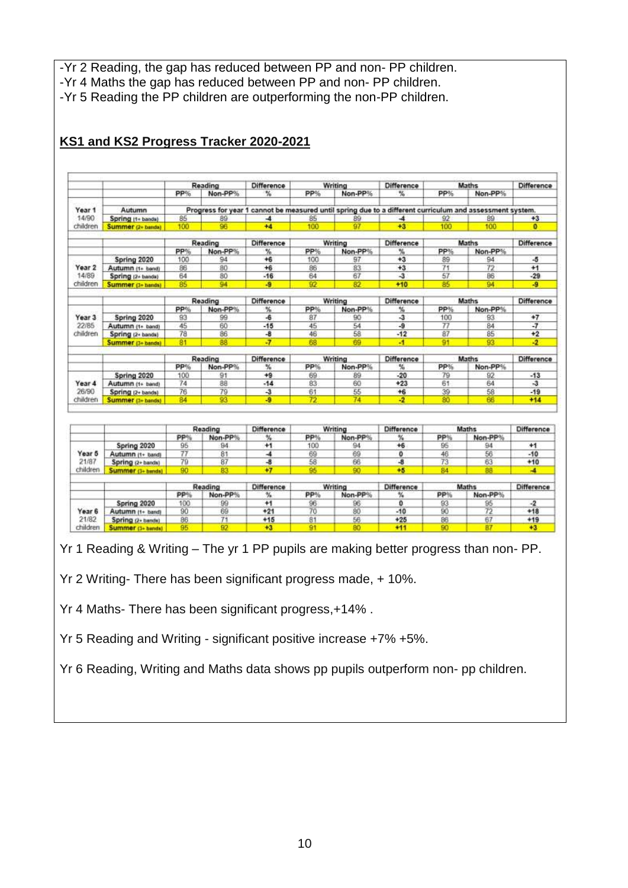-Yr 2 Reading, the gap has reduced between PP and non- PP children.
-Yr 4 Maths the gap has reduced between PP and non- PP children.
-Yr 5 Reading the PP children are outperforming the non-PP children.

**KS1 and KS2 Progress Tracker 2020-2021**

| | | Reading | | Difference | Writing | | Difference | Maths | | Difference |
|---|---|---|---|---|---|---|---|---|---|---|
| | | PP% | Non-PP% | % | PP% | Non-PP% | % | PP% | Non-PP% | |
| Year 1 | Autumn | Progress for year 1 cannot be measured until spring due to a different curriculum and assessment system. | | | | | | | | |
| 14/90 | Spring (1+ bands) | 85 | 89 | -4 | 85 | 89 | -4 | 92 | 89 | +3 |
| children | Summer (2+ bands) | 100 | 96 | +4 | 100 | 97 | +3 | 100 | 100 | 0 |

| | | Reading | | Difference | Writing | | Difference | Maths | | Difference |
|---|---|---|---|---|---|---|---|---|---|---|
| | | PP% | Non-PP% | % | PP% | Non-PP% | % | PP% | Non-PP% | |
| | Spring 2020 | 100 | 94 | +6 | 100 | 97 | +3 | 89 | 94 | -5 |
| Year 2 | Autumn (1+ band) | 86 | 80 | +6 | 86 | 83 | +3 | 71 | 72 | +1 |
| 14/89 | Spring (2+ bands) | 64 | 80 | -16 | 64 | 67 | -3 | 57 | 86 | -29 |
| children | Summer (3+ bands) | 85 | 94 | -9 | 92 | 82 | +10 | 85 | 94 | -9 |

| | | Reading | | Difference | Writing | | Difference | Maths | | Difference |
|---|---|---|---|---|---|---|---|---|---|---|
| | | PP% | Non-PP% | % | PP% | Non-PP% | % | PP% | Non-PP% | |
| Year 3 | Spring 2020 | 93 | 99 | -6 | 87 | 90 | -3 | 100 | 93 | +7 |
| 22/85 | Autumn (1+ band) | 45 | 60 | -15 | 45 | 54 | -9 | 77 | 84 | -7 |
| children | Spring (2+ bands) | 78 | 86 | -8 | 46 | 58 | -12 | 87 | 85 | +2 |
| | Summer (3+ bands) | 81 | 88 | -7 | 68 | 69 | -1 | 91 | 93 | -2 |

| | | Reading | | Difference | Writing | | Difference | Maths | | Difference |
|---|---|---|---|---|---|---|---|---|---|---|
| | | PP% | Non-PP% | % | PP% | Non-PP% | % | PP% | Non-PP% | |
| | Spring 2020 | 100 | 91 | +9 | 69 | 89 | -20 | 79 | 92 | -13 |
| Year 4 | Autumn (1+ band) | 74 | 88 | -14 | 83 | 60 | +23 | 61 | 64 | -3 |
| 26/90 | Spring (2+ bands) | 76 | 79 | -3 | 61 | 55 | +6 | 39 | 58 | -19 |
| children | Summer (3+ bands) | 84 | 93 | -9 | 72 | 74 | -2 | 80 | 66 | +14 |

| | | Reading | | Difference | Writing | | Difference | Maths | | Difference |
|---|---|---|---|---|---|---|---|---|---|---|
| | | PP% | Non-PP% | % | PP% | Non-PP% | % | PP% | Non-PP% | |
| | Spring 2020 | 95 | 94 | +1 | 100 | 94 | +6 | 95 | 94 | +1 |
| Year 5 | Autumn (1+ band) | 77 | 81 | -4 | 69 | 69 | 0 | 46 | 56 | -10 |
| 21/87 | Spring (2+ bands) | 79 | 87 | -8 | 58 | 66 | -8 | 73 | 63 | +10 |
| children | Summer (3+ bands) | 90 | 83 | +7 | 95 | 90 | +5 | 84 | 88 | -4 |

| | | Reading | | Difference | Writing | | Difference | Maths | | Difference |
|---|---|---|---|---|---|---|---|---|---|---|
| | | PP% | Non-PP% | % | PP% | Non-PP% | % | PP% | Non-PP% | |
| | Spring 2020 | 100 | 99 | +1 | 96 | 96 | 0 | 93 | 95 | -2 |
| Year 6 | Autumn (1+ band) | 90 | 69 | +21 | 70 | 80 | -10 | 90 | 72 | +18 |
| 21/82 | Spring (2+ bands) | 86 | 71 | +15 | 81 | 56 | +25 | 86 | 67 | +19 |
| children | Summer (3+ bands) | 95 | 92 | +3 | 91 | 80 | +11 | 90 | 87 | +3 |

Yr 1 Reading & Writing – The yr 1 PP pupils are making better progress than non- PP.

Yr 2 Writing- There has been significant progress made, + 10%.

Yr 4 Maths- There has been significant progress,+14% .

Yr 5 Reading and Writing - significant positive increase +7% +5%.

Yr 6 Reading, Writing and Maths data shows pp pupils outperform non- pp children.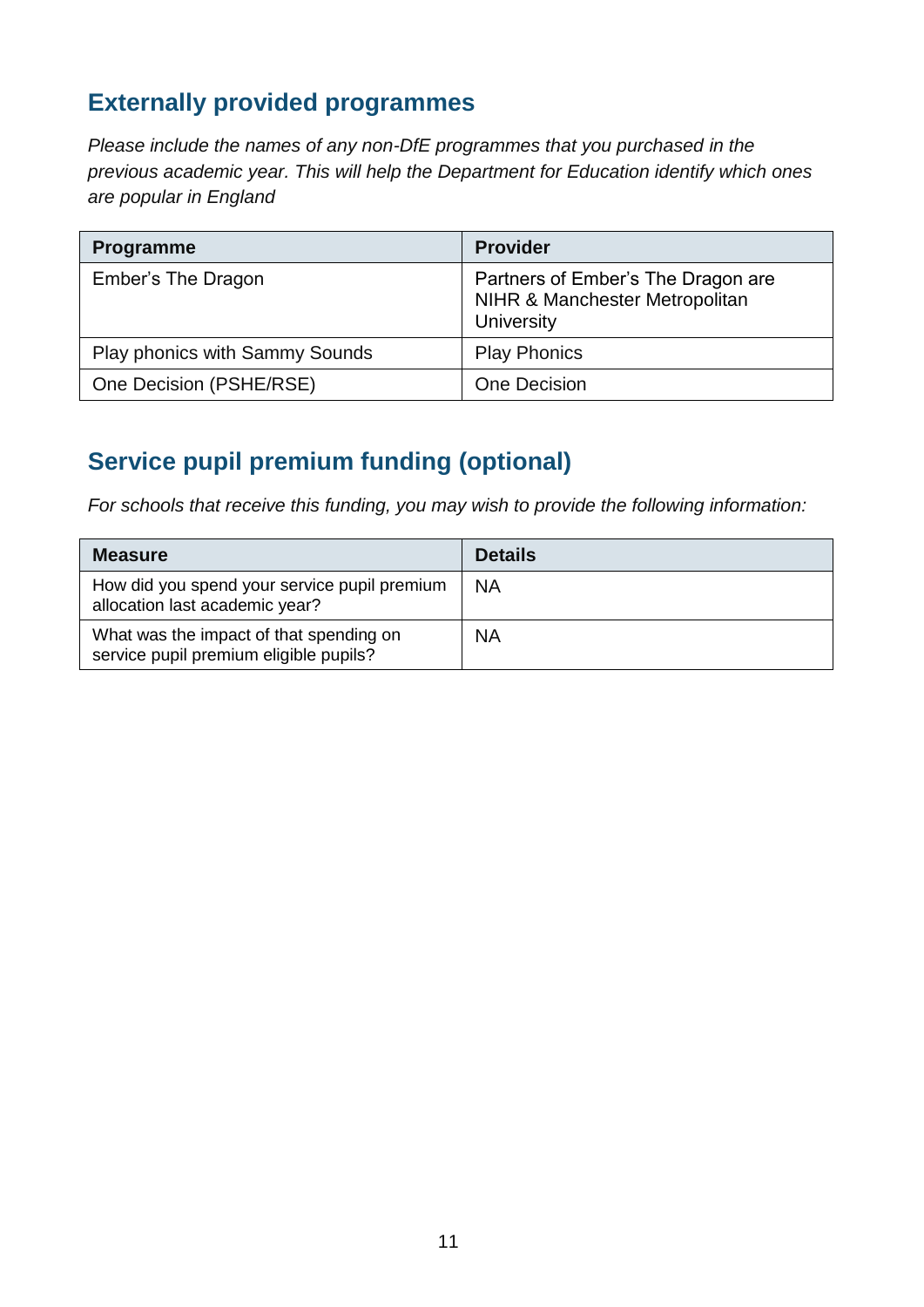## Externally provided programmes

*Please include the names of any non-DfE programmes that you purchased in the previous academic year. This will help the Department for Education identify which ones are popular in England*

| Programme | Provider |
|---|---|
| Ember's The Dragon | Partners of Ember's The Dragon are NIHR & Manchester Metropolitan University |
| Play phonics with Sammy Sounds | Play Phonics |
| One Decision (PSHE/RSE) | One Decision |

## Service pupil premium funding (optional)

*For schools that receive this funding, you may wish to provide the following information:*

| Measure | Details |
|---|---|
| How did you spend your service pupil premium allocation last academic year? | NA |
| What was the impact of that spending on service pupil premium eligible pupils? | NA |